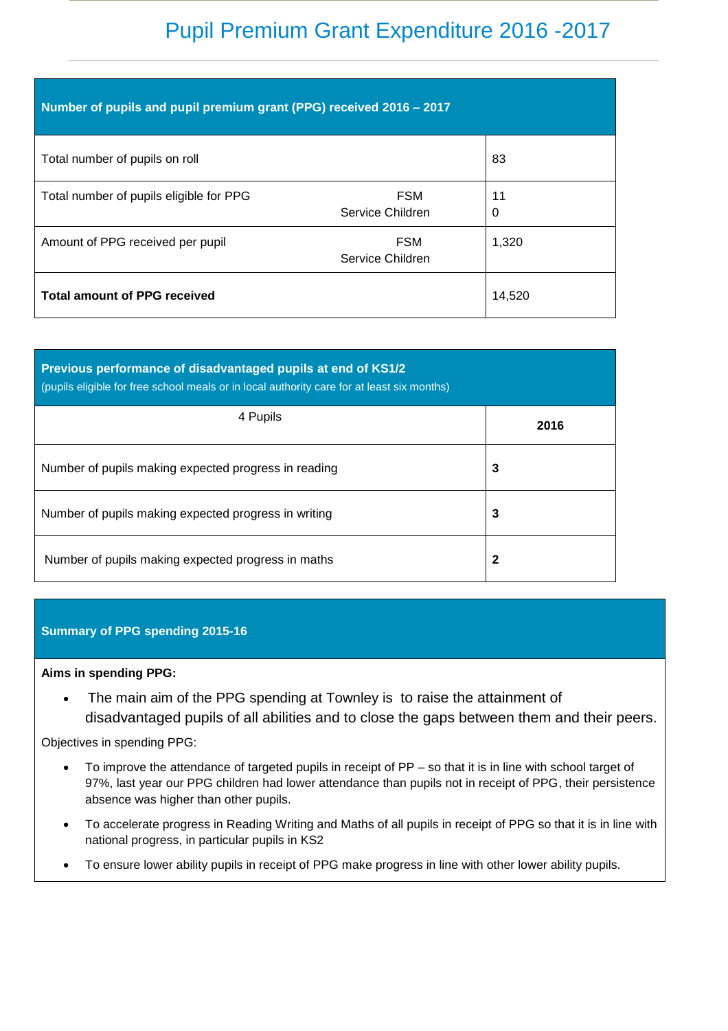# Pupil Premium Grant Expenditure 2016 -2017

| Number of pupils and pupil premium grant (PPG) received 2016 – 2017 | | |
|---|---|---|
| Total number of pupils on roll | | 83 |
| Total number of pupils eligible for PPG | FSM<br>Service Children | 11<br>0 |
| Amount of PPG received per pupil | FSM<br>Service Children | 1,320 |
| **Total amount of PPG received** | | 14,520 |

| **Previous performance of disadvantaged pupils at end of KS1/2**<br>(pupils eligible for free school meals or in local authority care for at least six months) | |
|---|---|
| 4 Pupils | **2016** |
| Number of pupils making expected progress in reading | **3** |
| Number of pupils making expected progress in writing | **3** |
| Number of pupils making expected progress in maths | **2** |

## Summary of PPG spending 2015-16

**Aims in spending PPG:**

- The main aim of the PPG spending at Townley is to raise the attainment of disadvantaged pupils of all abilities and to close the gaps between them and their peers.

Objectives in spending PPG:

- To improve the attendance of targeted pupils in receipt of PP – so that it is in line with school target of 97%, last year our PPG children had lower attendance than pupils not in receipt of PPG, their persistence absence was higher than other pupils.
- To accelerate progress in Reading Writing and Maths of all pupils in receipt of PPG so that it is in line with national progress, in particular pupils in KS2
- To ensure lower ability pupils in receipt of PPG make progress in line with other lower ability pupils.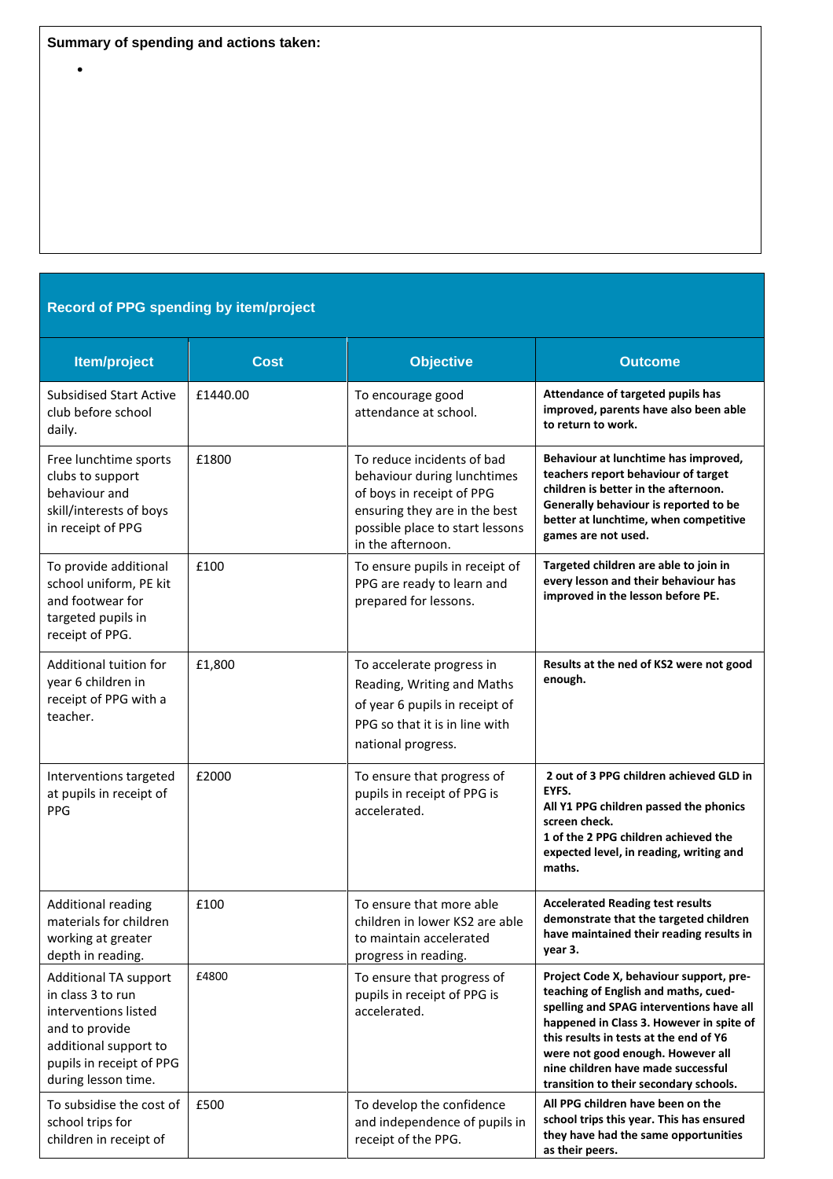**Summary of spending and actions taken:**

- 

## Record of PPG spending by item/project

| Item/project | Cost | Objective | Outcome |
|---|---|---|---|
| Subsidised Start Active club before school daily. | £1440.00 | To encourage good attendance at school. | **Attendance of targeted pupils has improved, parents have also been able to return to work.** |
| Free lunchtime sports clubs to support behaviour and skill/interests of boys in receipt of PPG | £1800 | To reduce incidents of bad behaviour during lunchtimes of boys in receipt of PPG ensuring they are in the best possible place to start lessons in the afternoon. | **Behaviour at lunchtime has improved, teachers report behaviour of target children is better in the afternoon. Generally behaviour is reported to be better at lunchtime, when competitive games are not used.** |
| To provide additional school uniform, PE kit and footwear for targeted pupils in receipt of PPG. | £100 | To ensure pupils in receipt of PPG are ready to learn and prepared for lessons. | **Targeted children are able to join in every lesson and their behaviour has improved in the lesson before PE.** |
| Additional tuition for year 6 children in receipt of PPG with a teacher. | £1,800 | To accelerate progress in Reading, Writing and Maths of year 6 pupils in receipt of PPG so that it is in line with national progress. | **Results at the ned of KS2 were not good enough.** |
| Interventions targeted at pupils in receipt of PPG | £2000 | To ensure that progress of pupils in receipt of PPG is accelerated. | **2 out of 3 PPG children achieved GLD in EYFS.<br>All Y1 PPG children passed the phonics screen check.<br>1 of the 2 PPG children achieved the expected level, in reading, writing and maths.** |
| Additional reading materials for children working at greater depth in reading. | £100 | To ensure that more able children in lower KS2 are able to maintain accelerated progress in reading. | **Accelerated Reading test results demonstrate that the targeted children have maintained their reading results in year 3.** |
| Additional TA support in class 3 to run interventions listed and to provide additional support to pupils in receipt of PPG during lesson time. | £4800 | To ensure that progress of pupils in receipt of PPG is accelerated. | **Project Code X, behaviour support, pre-teaching of English and maths, cued-spelling and SPAG interventions have all happened in Class 3. However in spite of this results in tests at the end of Y6 were not good enough. However all nine children have made successful transition to their secondary schools.** |
| To subsidise the cost of school trips for children in receipt of | £500 | To develop the confidence and independence of pupils in receipt of the PPG. | **All PPG children have been on the school trips this year. This has ensured they have had the same opportunities as their peers.** |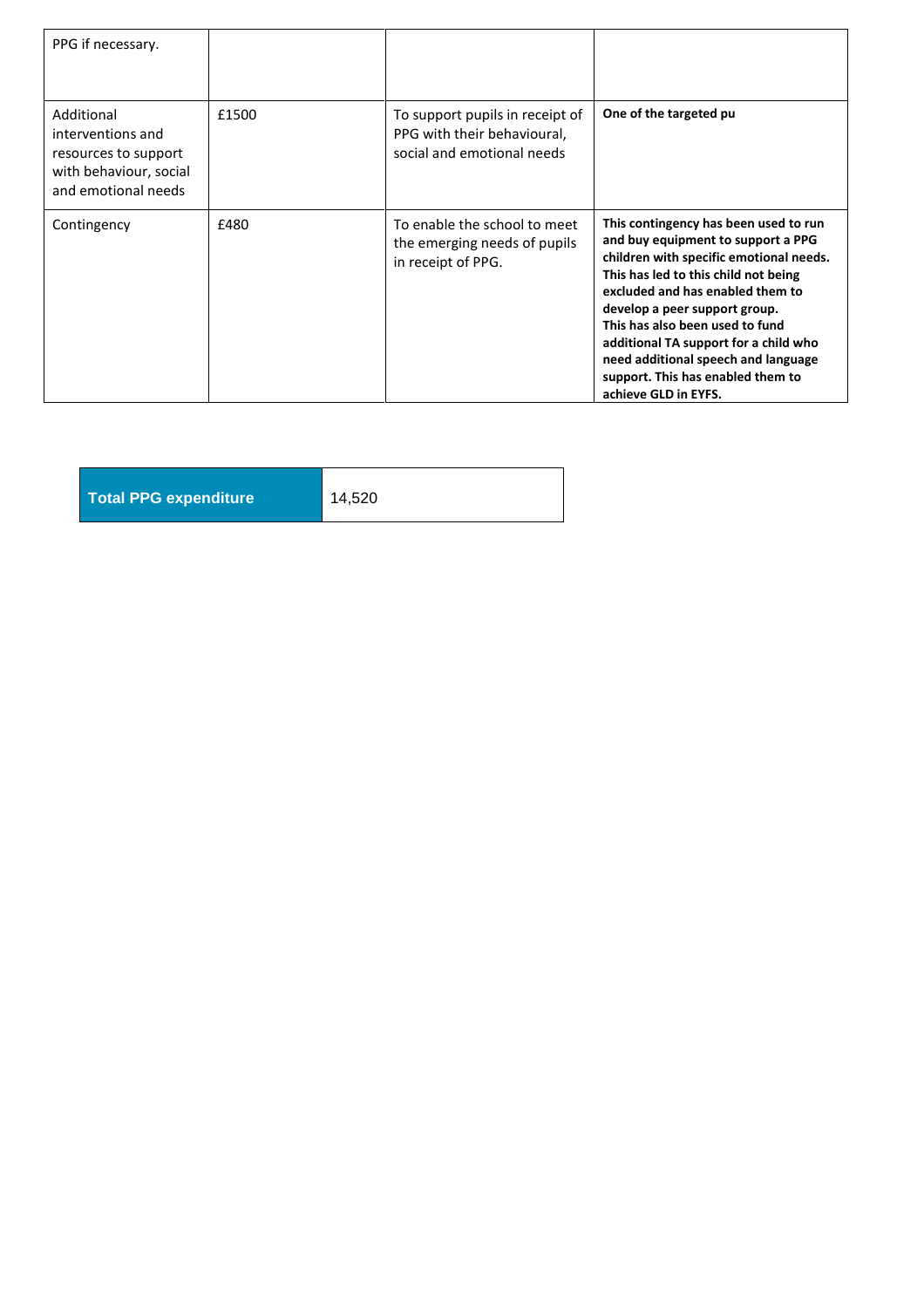| | | | |
|---|---|---|---|
| PPG if necessary. | | | |
| Additional interventions and resources to support with behaviour, social and emotional needs | £1500 | To support pupils in receipt of PPG with their behavioural, social and emotional needs | **One of the targeted pu** |
| Contingency | £480 | To enable the school to meet the emerging needs of pupils in receipt of PPG. | **This contingency has been used to run and buy equipment to support a PPG children with specific emotional needs. This has led to this child not being excluded and has enabled them to develop a peer support group. This has also been used to fund additional TA support for a child who need additional speech and language support. This has enabled them to achieve GLD in EYFS.** |

| | |
|---|---|
| **Total PPG expenditure** | 14,520 |